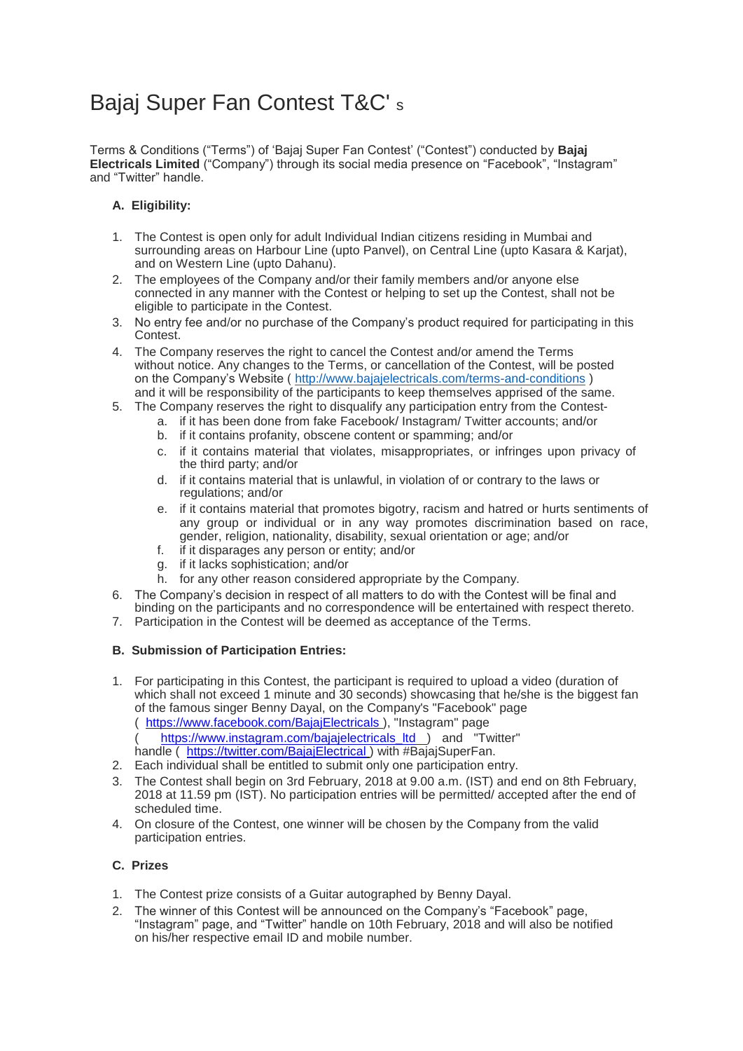# Bajaj Super Fan Contest T&C' s

Terms & Conditions ("Terms") of 'Bajaj Super Fan Contest' ("Contest") conducted by **Bajaj Electricals Limited** ("Company") through its social media presence on "Facebook", "Instagram" and "Twitter" handle.

**A. Eligibility:**

1. The Contest is open only for adult Individual Indian citizens residing in Mumbai and surrounding areas on Harbour Line (upto Panvel), on Central Line (upto Kasara & Karjat), and on Western Line (upto Dahanu).
2. The employees of the Company and/or their family members and/or anyone else connected in any manner with the Contest or helping to set up the Contest, shall not be eligible to participate in the Contest.
3. No entry fee and/or no purchase of the Company's product required for participating in this Contest.
4. The Company reserves the right to cancel the Contest and/or amend the Terms without notice. Any changes to the Terms, or cancellation of the Contest, will be posted on the Company's Website ( http://www.bajajelectricals.com/terms-and-conditions ) and it will be responsibility of the participants to keep themselves apprised of the same.
5. The Company reserves the right to disqualify any participation entry from the Contest-
   a. if it has been done from fake Facebook/ Instagram/ Twitter accounts; and/or
   b. if it contains profanity, obscene content or spamming; and/or
   c. if it contains material that violates, misappropriates, or infringes upon privacy of the third party; and/or
   d. if it contains material that is unlawful, in violation of or contrary to the laws or regulations; and/or
   e. if it contains material that promotes bigotry, racism and hatred or hurts sentiments of any group or individual or in any way promotes discrimination based on race, gender, religion, nationality, disability, sexual orientation or age; and/or
   f. if it disparages any person or entity; and/or
   g. if it lacks sophistication; and/or
   h. for any other reason considered appropriate by the Company.
6. The Company's decision in respect of all matters to do with the Contest will be final and binding on the participants and no correspondence will be entertained with respect thereto.
7. Participation in the Contest will be deemed as acceptance of the Terms.

**B. Submission of Participation Entries:**

1. For participating in this Contest, the participant is required to upload a video (duration of which shall not exceed 1 minute and 30 seconds) showcasing that he/she is the biggest fan of the famous singer Benny Dayal, on the Company's "Facebook" page ( https://www.facebook.com/BajajElectricals ), "Instagram" page ( https://www.instagram.com/bajajelectricals_ltd ) and "Twitter" handle ( https://twitter.com/BajajElectrical ) with #BajajSuperFan.
2. Each individual shall be entitled to submit only one participation entry.
3. The Contest shall begin on 3rd February, 2018 at 9.00 a.m. (IST) and end on 8th February, 2018 at 11.59 pm (IST). No participation entries will be permitted/ accepted after the end of scheduled time.
4. On closure of the Contest, one winner will be chosen by the Company from the valid participation entries.

**C. Prizes**

1. The Contest prize consists of a Guitar autographed by Benny Dayal.
2. The winner of this Contest will be announced on the Company's "Facebook" page, "Instagram" page, and "Twitter" handle on 10th February, 2018 and will also be notified on his/her respective email ID and mobile number.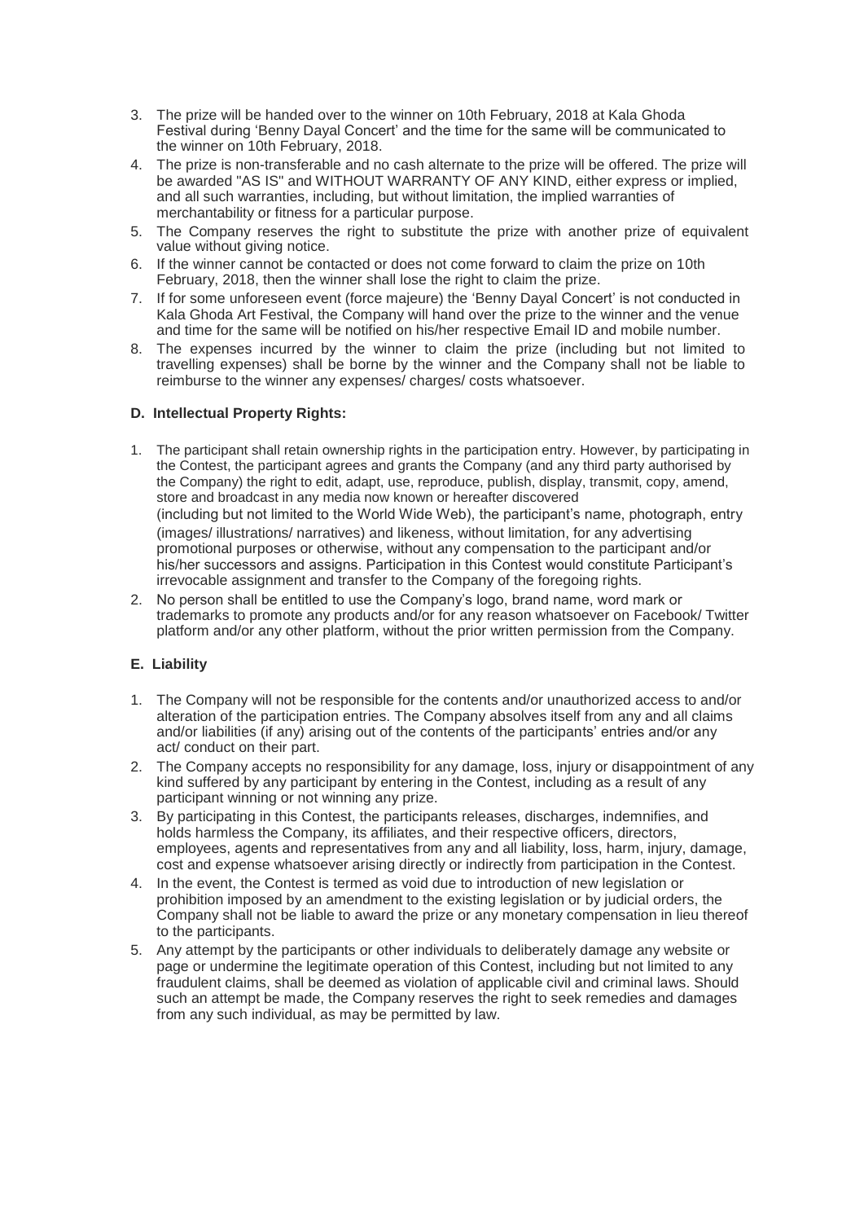3. The prize will be handed over to the winner on 10th February, 2018 at Kala Ghoda Festival during 'Benny Dayal Concert' and the time for the same will be communicated to the winner on 10th February, 2018.
4. The prize is non-transferable and no cash alternate to the prize will be offered. The prize will be awarded "AS IS" and WITHOUT WARRANTY OF ANY KIND, either express or implied, and all such warranties, including, but without limitation, the implied warranties of merchantability or fitness for a particular purpose.
5. The Company reserves the right to substitute the prize with another prize of equivalent value without giving notice.
6. If the winner cannot be contacted or does not come forward to claim the prize on 10th February, 2018, then the winner shall lose the right to claim the prize.
7. If for some unforeseen event (force majeure) the 'Benny Dayal Concert' is not conducted in Kala Ghoda Art Festival, the Company will hand over the prize to the winner and the venue and time for the same will be notified on his/her respective Email ID and mobile number.
8. The expenses incurred by the winner to claim the prize (including but not limited to travelling expenses) shall be borne by the winner and the Company shall not be liable to reimburse to the winner any expenses/ charges/ costs whatsoever.

**D. Intellectual Property Rights:**

1. The participant shall retain ownership rights in the participation entry. However, by participating in the Contest, the participant agrees and grants the Company (and any third party authorised by the Company) the right to edit, adapt, use, reproduce, publish, display, transmit, copy, amend, store and broadcast in any media now known or hereafter discovered (including but not limited to the World Wide Web), the participant's name, photograph, entry (images/ illustrations/ narratives) and likeness, without limitation, for any advertising promotional purposes or otherwise, without any compensation to the participant and/or his/her successors and assigns. Participation in this Contest would constitute Participant's irrevocable assignment and transfer to the Company of the foregoing rights.
2. No person shall be entitled to use the Company's logo, brand name, word mark or trademarks to promote any products and/or for any reason whatsoever on Facebook/ Twitter platform and/or any other platform, without the prior written permission from the Company.

**E. Liability**

1. The Company will not be responsible for the contents and/or unauthorized access to and/or alteration of the participation entries. The Company absolves itself from any and all claims and/or liabilities (if any) arising out of the contents of the participants' entries and/or any act/ conduct on their part.
2. The Company accepts no responsibility for any damage, loss, injury or disappointment of any kind suffered by any participant by entering in the Contest, including as a result of any participant winning or not winning any prize.
3. By participating in this Contest, the participants releases, discharges, indemnifies, and holds harmless the Company, its affiliates, and their respective officers, directors, employees, agents and representatives from any and all liability, loss, harm, injury, damage, cost and expense whatsoever arising directly or indirectly from participation in the Contest.
4. In the event, the Contest is termed as void due to introduction of new legislation or prohibition imposed by an amendment to the existing legislation or by judicial orders, the Company shall not be liable to award the prize or any monetary compensation in lieu thereof to the participants.
5. Any attempt by the participants or other individuals to deliberately damage any website or page or undermine the legitimate operation of this Contest, including but not limited to any fraudulent claims, shall be deemed as violation of applicable civil and criminal laws. Should such an attempt be made, the Company reserves the right to seek remedies and damages from any such individual, as may be permitted by law.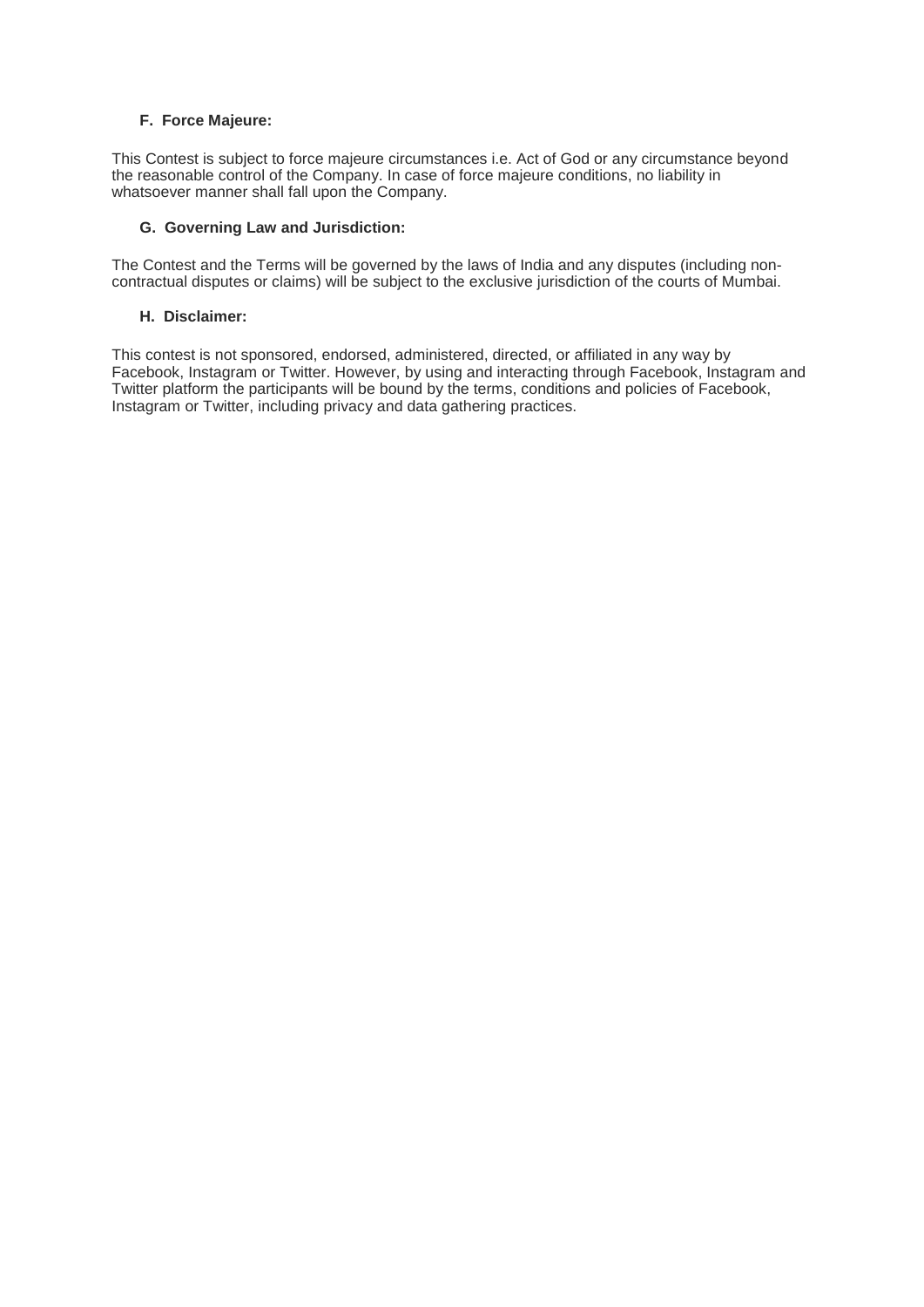### F. Force Majeure:

This Contest is subject to force majeure circumstances i.e. Act of God or any circumstance beyond the reasonable control of the Company. In case of force majeure conditions, no liability in whatsoever manner shall fall upon the Company.

### G. Governing Law and Jurisdiction:

The Contest and the Terms will be governed by the laws of India and any disputes (including non-contractual disputes or claims) will be subject to the exclusive jurisdiction of the courts of Mumbai.

### H. Disclaimer:

This contest is not sponsored, endorsed, administered, directed, or affiliated in any way by Facebook, Instagram or Twitter. However, by using and interacting through Facebook, Instagram and Twitter platform the participants will be bound by the terms, conditions and policies of Facebook, Instagram or Twitter, including privacy and data gathering practices.